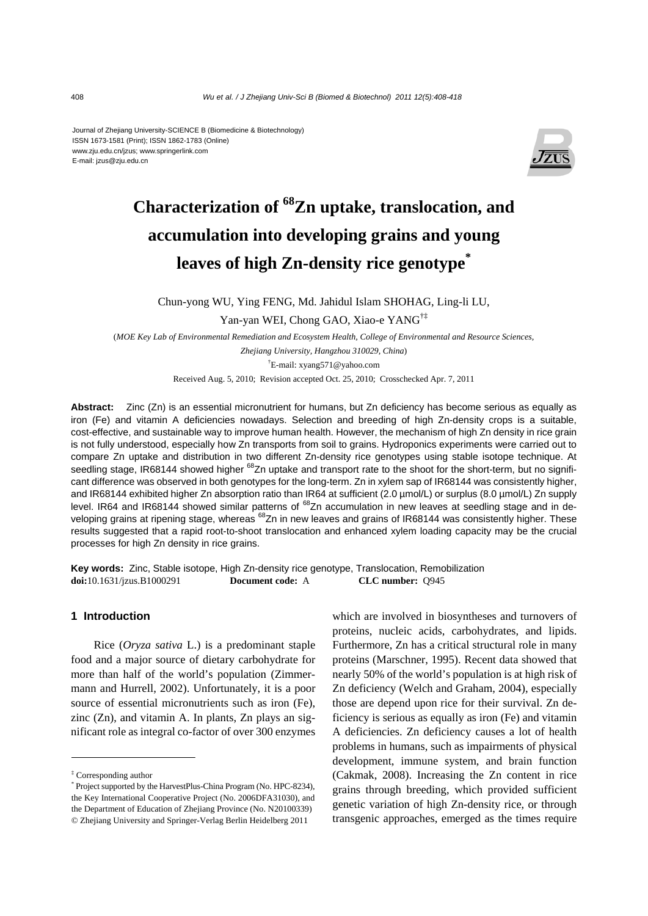Journal of Zhejiang University-SCIENCE B (Biomedicine & Biotechnology)
ISSN 1673-1581 (Print); ISSN 1862-1783 (Online)
www.zju.edu.cn/jzus; www.springerlink.com
E-mail: jzus@zju.edu.cn

# Characterization of $^{68}$Zn uptake, translocation, and accumulation into developing grains and young leaves of high Zn-density rice genotype[*]

Chun-yong WU, Ying FENG, Md. Jahidul Islam SHOHAG, Ling-li LU, Yan-yan WEI, Chong GAO, Xiao-e YANG[†‡]

(*MOE Key Lab of Environmental Remediation and Ecosystem Health, College of Environmental and Resource Sciences, Zhejiang University, Hangzhou 310029, China*)

[†]E-mail: xyang571@yahoo.com

Received Aug. 5, 2010; Revision accepted Oct. 25, 2010; Crosschecked Apr. 7, 2011

**Abstract:** Zinc (Zn) is an essential micronutrient for humans, but Zn deficiency has become serious as equally as iron (Fe) and vitamin A deficiencies nowadays. Selection and breeding of high Zn-density crops is a suitable, cost-effective, and sustainable way to improve human health. However, the mechanism of high Zn density in rice grain is not fully understood, especially how Zn transports from soil to grains. Hydroponics experiments were carried out to compare Zn uptake and distribution in two different Zn-density rice genotypes using stable isotope technique. At seedling stage, IR68144 showed higher $^{68}$Zn uptake and transport rate to the shoot for the short-term, but no significant difference was observed in both genotypes for the long-term. Zn in xylem sap of IR68144 was consistently higher, and IR68144 exhibited higher Zn absorption ratio than IR64 at sufficient (2.0 μmol/L) or surplus (8.0 μmol/L) Zn supply level. IR64 and IR68144 showed similar patterns of $^{68}$Zn accumulation in new leaves at seedling stage and in developing grains at ripening stage, whereas $^{68}$Zn in new leaves and grains of IR68144 was consistently higher. These results suggested that a rapid root-to-shoot translocation and enhanced xylem loading capacity may be the crucial processes for high Zn density in rice grains.

**Key words:** Zinc, Stable isotope, High Zn-density rice genotype, Translocation, Remobilization
**doi:**10.1631/jzus.B1000291 **Document code:** A **CLC number:** Q945

## 1 Introduction

Rice (*Oryza sativa* L.) is a predominant staple food and a major source of dietary carbohydrate for more than half of the world's population (Zimmermann and Hurrell, 2002). Unfortunately, it is a poor source of essential micronutrients such as iron (Fe), zinc (Zn), and vitamin A. In plants, Zn plays an significant role as integral co-factor of over 300 enzymes which are involved in biosyntheses and turnovers of proteins, nucleic acids, carbohydrates, and lipids. Furthermore, Zn has a critical structural role in many proteins (Marschner, 1995). Recent data showed that nearly 50% of the world's population is at high risk of Zn deficiency (Welch and Graham, 2004), especially those are depend upon rice for their survival. Zn deficiency is serious as equally as iron (Fe) and vitamin A deficiencies. Zn deficiency causes a lot of health problems in humans, such as impairments of physical development, immune system, and brain function (Cakmak, 2008). Increasing the Zn content in rice grains through breeding, which provided sufficient genetic variation of high Zn-density rice, or through transgenic approaches, emerged as the times require

---

[‡] Corresponding author

[*] Project supported by the HarvestPlus-China Program (No. HPC-8234), the Key International Cooperative Project (No. 2006DFA31030), and the Department of Education of Zhejiang Province (No. N20100339)

© Zhejiang University and Springer-Verlag Berlin Heidelberg 2011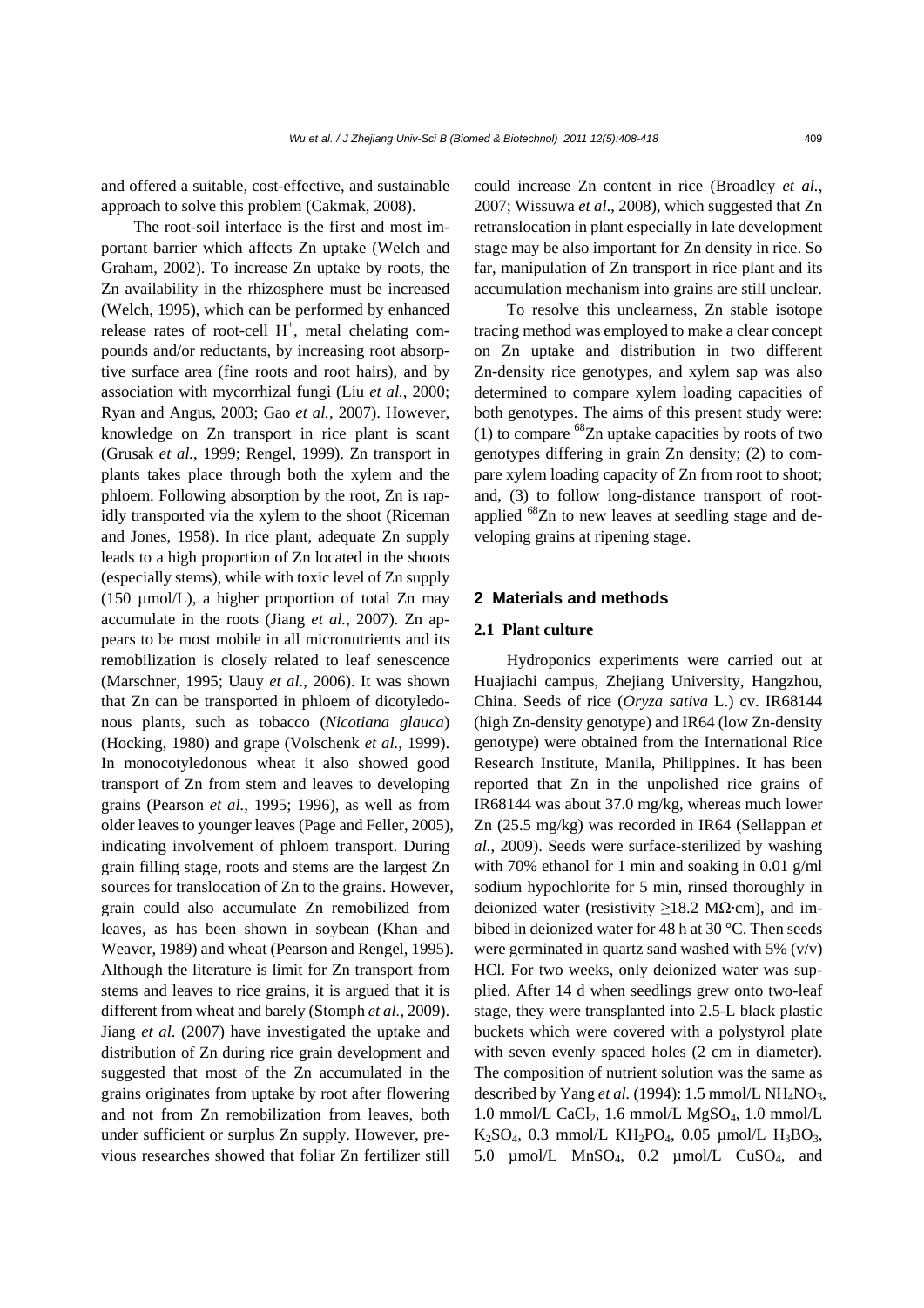and offered a suitable, cost-effective, and sustainable approach to solve this problem (Cakmak, 2008).

The root-soil interface is the first and most important barrier which affects Zn uptake (Welch and Graham, 2002). To increase Zn uptake by roots, the Zn availability in the rhizosphere must be increased (Welch, 1995), which can be performed by enhanced release rates of root-cell $H^+$, metal chelating compounds and/or reductants, by increasing root absorptive surface area (fine roots and root hairs), and by association with mycorrhizal fungi (Liu *et al.*, 2000; Ryan and Angus, 2003; Gao *et al.*, 2007). However, knowledge on Zn transport in rice plant is scant (Grusak *et al.*, 1999; Rengel, 1999). Zn transport in plants takes place through both the xylem and the phloem. Following absorption by the root, Zn is rapidly transported via the xylem to the shoot (Riceman and Jones, 1958). In rice plant, adequate Zn supply leads to a high proportion of Zn located in the shoots (especially stems), while with toxic level of Zn supply (150 µmol/L), a higher proportion of total Zn may accumulate in the roots (Jiang *et al.*, 2007). Zn appears to be most mobile in all micronutrients and its remobilization is closely related to leaf senescence (Marschner, 1995; Uauy *et al.*, 2006). It was shown that Zn can be transported in phloem of dicotyledonous plants, such as tobacco (*Nicotiana glauca*) (Hocking, 1980) and grape (Volschenk *et al.*, 1999). In monocotyledonous wheat it also showed good transport of Zn from stem and leaves to developing grains (Pearson *et al.*, 1995; 1996), as well as from older leaves to younger leaves (Page and Feller, 2005), indicating involvement of phloem transport. During grain filling stage, roots and stems are the largest Zn sources for translocation of Zn to the grains. However, grain could also accumulate Zn remobilized from leaves, as has been shown in soybean (Khan and Weaver, 1989) and wheat (Pearson and Rengel, 1995). Although the literature is limit for Zn transport from stems and leaves to rice grains, it is argued that it is different from wheat and barely (Stomph *et al.*, 2009). Jiang *et al.* (2007) have investigated the uptake and distribution of Zn during rice grain development and suggested that most of the Zn accumulated in the grains originates from uptake by root after flowering and not from Zn remobilization from leaves, both under sufficient or surplus Zn supply. However, previous researches showed that foliar Zn fertilizer still could increase Zn content in rice (Broadley *et al.*, 2007; Wissuwa *et al*., 2008), which suggested that Zn retranslocation in plant especially in late development stage may be also important for Zn density in rice. So far, manipulation of Zn transport in rice plant and its accumulation mechanism into grains are still unclear.

To resolve this unclearness, Zn stable isotope tracing method was employed to make a clear concept on Zn uptake and distribution in two different Zn-density rice genotypes, and xylem sap was also determined to compare xylem loading capacities of both genotypes. The aims of this present study were: (1) to compare $^{68}$Zn uptake capacities by roots of two genotypes differing in grain Zn density; (2) to compare xylem loading capacity of Zn from root to shoot; and, (3) to follow long-distance transport of root-applied $^{68}$Zn to new leaves at seedling stage and developing grains at ripening stage.

## 2 Materials and methods

### 2.1 Plant culture

Hydroponics experiments were carried out at Huajiachi campus, Zhejiang University, Hangzhou, China. Seeds of rice (*Oryza sativa* L.) cv. IR68144 (high Zn-density genotype) and IR64 (low Zn-density genotype) were obtained from the International Rice Research Institute, Manila, Philippines. It has been reported that Zn in the unpolished rice grains of IR68144 was about 37.0 mg/kg, whereas much lower Zn (25.5 mg/kg) was recorded in IR64 (Sellappan *et al.*, 2009). Seeds were surface-sterilized by washing with 70% ethanol for 1 min and soaking in 0.01 g/ml sodium hypochlorite for 5 min, rinsed thoroughly in deionized water (resistivity ≥18.2 MΩ·cm), and imbibed in deionized water for 48 h at 30 °C. Then seeds were germinated in quartz sand washed with 5% (v/v) HCl. For two weeks, only deionized water was supplied. After 14 d when seedlings grew onto two-leaf stage, they were transplanted into 2.5-L black plastic buckets which were covered with a polystyrol plate with seven evenly spaced holes (2 cm in diameter). The composition of nutrient solution was the same as described by Yang *et al.* (1994): 1.5 mmol/L $NH_4NO_3$, 1.0 mmol/L $CaCl_2$, 1.6 mmol/L $MgSO_4$, 1.0 mmol/L $K_2SO_4$, 0.3 mmol/L $KH_2PO_4$, 0.05 µmol/L $H_3BO_3$, 5.0 µmol/L $MnSO_4$, 0.2 µmol/L $CuSO_4$, and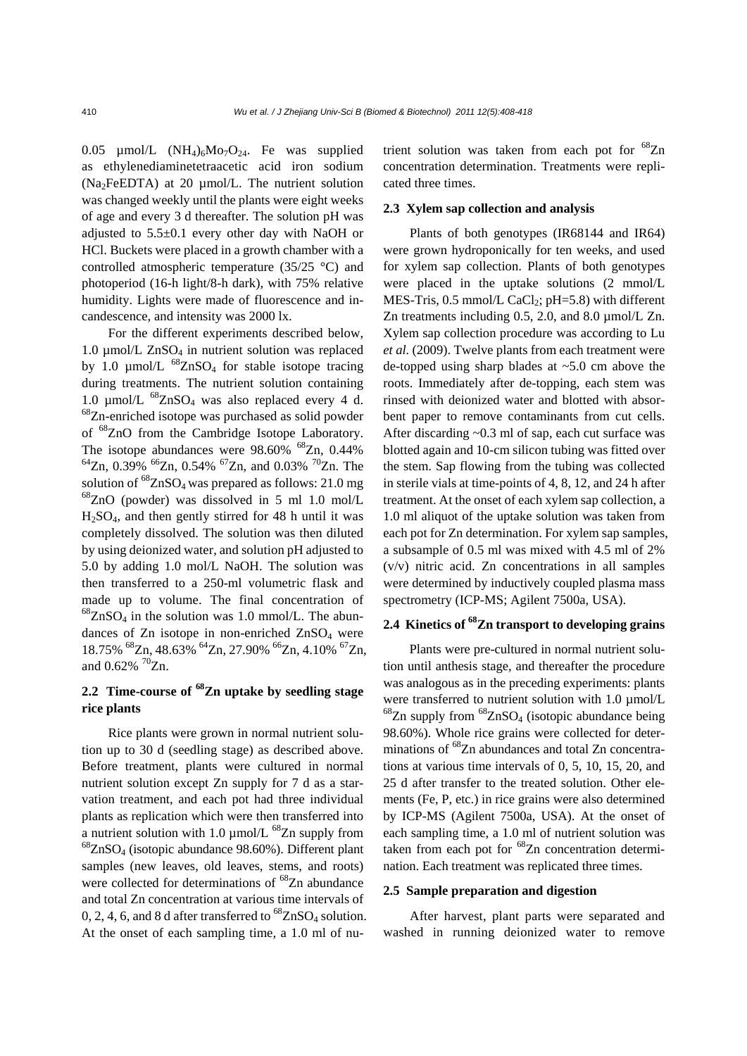0.05 µmol/L $(NH_4)_6Mo_7O_{24}$. Fe was supplied as ethylenediaminetetraacetic acid iron sodium ($Na_2FeEDTA$) at 20 µmol/L. The nutrient solution was changed weekly until the plants were eight weeks of age and every 3 d thereafter. The solution pH was adjusted to 5.5±0.1 every other day with NaOH or HCl. Buckets were placed in a growth chamber with a controlled atmospheric temperature (35/25 °C) and photoperiod (16-h light/8-h dark), with 75% relative humidity. Lights were made of fluorescence and incandescence, and intensity was 2000 lx.

For the different experiments described below, 1.0 µmol/L $ZnSO_4$ in nutrient solution was replaced by 1.0 µmol/L $^{68}ZnSO_4$ for stable isotope tracing during treatments. The nutrient solution containing 1.0 µmol/L $^{68}ZnSO_4$ was also replaced every 4 d. $^{68}Zn$-enriched isotope was purchased as solid powder of $^{68}ZnO$ from the Cambridge Isotope Laboratory. The isotope abundances were 98.60% $^{68}Zn$, 0.44% $^{64}Zn$, 0.39% $^{66}Zn$, 0.54% $^{67}Zn$, and 0.03% $^{70}Zn$. The solution of $^{68}ZnSO_4$ was prepared as follows: 21.0 mg $^{68}ZnO$ (powder) was dissolved in 5 ml 1.0 mol/L $H_2SO_4$, and then gently stirred for 48 h until it was completely dissolved. The solution was then diluted by using deionized water, and solution pH adjusted to 5.0 by adding 1.0 mol/L NaOH. The solution was then transferred to a 250-ml volumetric flask and made up to volume. The final concentration of $^{68}ZnSO_4$ in the solution was 1.0 mmol/L. The abundances of Zn isotope in non-enriched $ZnSO_4$ were 18.75% $^{68}Zn$, 48.63% $^{64}Zn$, 27.90% $^{66}Zn$, 4.10% $^{67}Zn$, and 0.62% $^{70}Zn$.

## 2.2 Time-course of $^{68}Zn$ uptake by seedling stage rice plants

Rice plants were grown in normal nutrient solution up to 30 d (seedling stage) as described above. Before treatment, plants were cultured in normal nutrient solution except Zn supply for 7 d as a starvation treatment, and each pot had three individual plants as replication which were then transferred into a nutrient solution with 1.0 µmol/L $^{68}Zn$ supply from $^{68}ZnSO_4$ (isotopic abundance 98.60%). Different plant samples (new leaves, old leaves, stems, and roots) were collected for determinations of $^{68}Zn$ abundance and total Zn concentration at various time intervals of 0, 2, 4, 6, and 8 d after transferred to $^{68}ZnSO_4$ solution. At the onset of each sampling time, a 1.0 ml of nutrient solution was taken from each pot for $^{68}Zn$ concentration determination. Treatments were replicated three times.

## 2.3 Xylem sap collection and analysis

Plants of both genotypes (IR68144 and IR64) were grown hydroponically for ten weeks, and used for xylem sap collection. Plants of both genotypes were placed in the uptake solutions (2 mmol/L MES-Tris, 0.5 mmol/L $CaCl_2$; pH=5.8) with different Zn treatments including 0.5, 2.0, and 8.0 µmol/L Zn. Xylem sap collection procedure was according to Lu *et al.* (2009). Twelve plants from each treatment were de-topped using sharp blades at ~5.0 cm above the roots. Immediately after de-topping, each stem was rinsed with deionized water and blotted with absorbent paper to remove contaminants from cut cells. After discarding ~0.3 ml of sap, each cut surface was blotted again and 10-cm silicon tubing was fitted over the stem. Sap flowing from the tubing was collected in sterile vials at time-points of 4, 8, 12, and 24 h after treatment. At the onset of each xylem sap collection, a 1.0 ml aliquot of the uptake solution was taken from each pot for Zn determination. For xylem sap samples, a subsample of 0.5 ml was mixed with 4.5 ml of 2% (v/v) nitric acid. Zn concentrations in all samples were determined by inductively coupled plasma mass spectrometry (ICP-MS; Agilent 7500a, USA).

## 2.4 Kinetics of $^{68}Zn$ transport to developing grains

Plants were pre-cultured in normal nutrient solution until anthesis stage, and thereafter the procedure was analogous as in the preceding experiments: plants were transferred to nutrient solution with 1.0 µmol/L $^{68}Zn$ supply from $^{68}ZnSO_4$ (isotopic abundance being 98.60%). Whole rice grains were collected for determinations of $^{68}Zn$ abundances and total Zn concentrations at various time intervals of 0, 5, 10, 15, 20, and 25 d after transfer to the treated solution. Other elements (Fe, P, etc.) in rice grains were also determined by ICP-MS (Agilent 7500a, USA). At the onset of each sampling time, a 1.0 ml of nutrient solution was taken from each pot for $^{68}Zn$ concentration determination. Each treatment was replicated three times.

## 2.5 Sample preparation and digestion

After harvest, plant parts were separated and washed in running deionized water to remove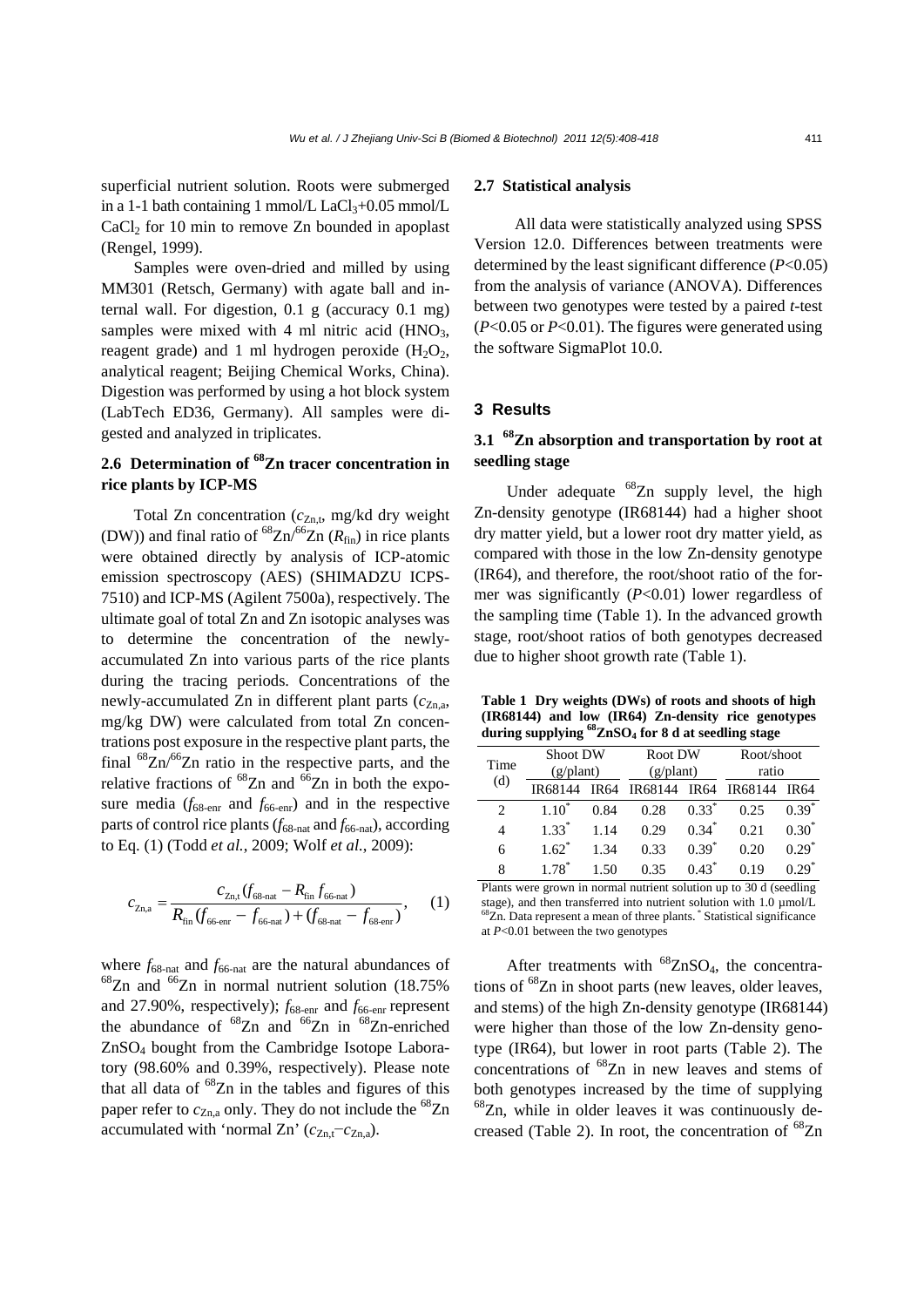superficial nutrient solution. Roots were submerged in a 1-1 bath containing 1 mmol/L $LaCl_3$+0.05 mmol/L $CaCl_2$ for 10 min to remove Zn bounded in apoplast (Rengel, 1999).

Samples were oven-dried and milled by using MM301 (Retsch, Germany) with agate ball and internal wall. For digestion, 0.1 g (accuracy 0.1 mg) samples were mixed with 4 ml nitric acid ($HNO_3$, reagent grade) and 1 ml hydrogen peroxide ($H_2O_2$, analytical reagent; Beijing Chemical Works, China). Digestion was performed by using a hot block system (LabTech ED36, Germany). All samples were digested and analyzed in triplicates.

### 2.6 Determination of $^{68}$Zn tracer concentration in rice plants by ICP-MS

Total Zn concentration ($c_{\mathrm{Zn,t}}$, mg/kd dry weight (DW)) and final ratio of $^{68}$Zn/$^{66}$Zn ($R_{\mathrm{fin}}$) in rice plants were obtained directly by analysis of ICP-atomic emission spectroscopy (AES) (SHIMADZU ICPS-7510) and ICP-MS (Agilent 7500a), respectively. The ultimate goal of total Zn and Zn isotopic analyses was to determine the concentration of the newly-accumulated Zn into various parts of the rice plants during the tracing periods. Concentrations of the newly-accumulated Zn in different plant parts ($c_{\mathrm{Zn,a}}$, mg/kg DW) were calculated from total Zn concentrations post exposure in the respective plant parts, the final $^{68}$Zn/$^{66}$Zn ratio in the respective parts, and the relative fractions of $^{68}$Zn and $^{66}$Zn in both the exposure media ($f_{\text{68-enr}}$ and $f_{\text{66-enr}}$) and in the respective parts of control rice plants ($f_{\text{68-nat}}$ and $f_{\text{66-nat}}$), according to Eq. (1) (Todd *et al.*, 2009; Wolf *et al.*, 2009):

$$c_{\mathrm{Zn,a}} = \frac{c_{\mathrm{Zn,t}}(f_{\text{68-nat}} - R_{\mathrm{fin}} f_{\text{66-nat}})}{R_{\mathrm{fin}}(f_{\text{66-enr}} - f_{\text{66-nat}}) + (f_{\text{68-nat}} - f_{\text{68-enr}})}, \quad (1)$$

where $f_{\text{68-nat}}$ and $f_{\text{66-nat}}$ are the natural abundances of $^{68}$Zn and $^{66}$Zn in normal nutrient solution (18.75% and 27.90%, respectively); $f_{\text{68-enr}}$ and $f_{\text{66-enr}}$ represent the abundance of $^{68}$Zn and $^{66}$Zn in $^{68}$Zn-enriched $ZnSO_4$ bought from the Cambridge Isotope Laboratory (98.60% and 0.39%, respectively). Please note that all data of $^{68}$Zn in the tables and figures of this paper refer to $c_{\mathrm{Zn,a}}$ only. They do not include the $^{68}$Zn accumulated with 'normal Zn' ($c_{\mathrm{Zn,t}}-c_{\mathrm{Zn,a}}$).

### 2.7 Statistical analysis

All data were statistically analyzed using SPSS Version 12.0. Differences between treatments were determined by the least significant difference ($P$<0.05) from the analysis of variance (ANOVA). Differences between two genotypes were tested by a paired $t$-test ($P$<0.05 or $P$<0.01). The figures were generated using the software SigmaPlot 10.0.

## 3 Results

### 3.1 $^{68}$Zn absorption and transportation by root at seedling stage

Under adequate $^{68}$Zn supply level, the high Zn-density genotype (IR68144) had a higher shoot dry matter yield, but a lower root dry matter yield, as compared with those in the low Zn-density genotype (IR64), and therefore, the root/shoot ratio of the former was significantly ($P$<0.01) lower regardless of the sampling time (Table 1). In the advanced growth stage, root/shoot ratios of both genotypes decreased due to higher shoot growth rate (Table 1).

**Table 1 Dry weights (DWs) of roots and shoots of high (IR68144) and low (IR64) Zn-density rice genotypes during supplying $^{68}$ZnSO$_4$ for 8 d at seedling stage**

| Time (d) | Shoot DW (g/plant) | | Root DW (g/plant) | | Root/shoot ratio | |
|---|---|---|---|---|---|---|
| | IR68144 | IR64 | IR68144 | IR64 | IR68144 | IR64 |
| 2 | 1.10* | 0.84 | 0.28 | 0.33* | 0.25 | 0.39* |
| 4 | 1.33* | 1.14 | 0.29 | 0.34* | 0.21 | 0.30* |
| 6 | 1.62* | 1.34 | 0.33 | 0.39* | 0.20 | 0.29* |
| 8 | 1.78* | 1.50 | 0.35 | 0.43* | 0.19 | 0.29* |

Plants were grown in normal nutrient solution up to 30 d (seedling stage), and then transferred into nutrient solution with 1.0 μmol/L $^{68}$Zn. Data represent a mean of three plants. * Statistical significance at $P$<0.01 between the two genotypes

After treatments with $^{68}$ZnSO$_4$, the concentrations of $^{68}$Zn in shoot parts (new leaves, older leaves, and stems) of the high Zn-density genotype (IR68144) were higher than those of the low Zn-density genotype (IR64), but lower in root parts (Table 2). The concentrations of $^{68}$Zn in new leaves and stems of both genotypes increased by the time of supplying $^{68}$Zn, while in older leaves it was continuously decreased (Table 2). In root, the concentration of $^{68}$Zn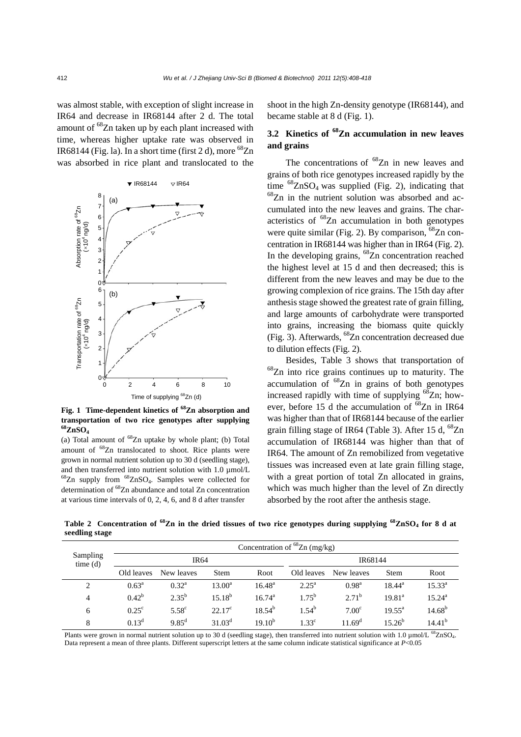was almost stable, with exception of slight increase in IR64 and decrease in IR68144 after 2 d. The total amount of $^{68}$Zn taken up by each plant increased with time, whereas higher uptake rate was observed in IR68144 (Fig. 1a). In a short time (first 2 d), more $^{68}$Zn was absorbed in rice plant and translocated to the shoot in the high Zn-density genotype (IR68144), and became stable at 8 d (Fig. 1).

**Fig. 1 Time-dependent kinetics of $^{68}$Zn absorption and transportation of two rice genotypes after supplying $^{68}ZnSO_4$**

(a) Total amount of $^{68}$Zn uptake by whole plant; (b) Total amount of $^{68}$Zn translocated to shoot. Rice plants were grown in normal nutrient solution up to 30 d (seedling stage), and then transferred into nutrient solution with 1.0 μmol/L $^{68}$Zn supply from $^{68}ZnSO_4$. Samples were collected for determination of $^{68}$Zn abundance and total Zn concentration at various time intervals of 0, 2, 4, 6, and 8 d after transfer

## 3.2 Kinetics of $^{68}$Zn accumulation in new leaves and grains

The concentrations of $^{68}$Zn in new leaves and grains of both rice genotypes increased rapidly by the time $^{68}ZnSO_4$ was supplied (Fig. 2), indicating that $^{68}$Zn in the nutrient solution was absorbed and accumulated into the new leaves and grains. The characteristics of $^{68}$Zn accumulation in both genotypes were quite similar (Fig. 2). By comparison, $^{68}$Zn concentration in IR68144 was higher than in IR64 (Fig. 2). In the developing grains, $^{68}$Zn concentration reached the highest level at 15 d and then decreased; this is different from the new leaves and may be due to the growing complexion of rice grains. The 15th day after anthesis stage showed the greatest rate of grain filling, and large amounts of carbohydrate were transported into grains, increasing the biomass quite quickly (Fig. 3). Afterwards, $^{68}$Zn concentration decreased due to dilution effects (Fig. 2).

Besides, Table 3 shows that transportation of $^{68}$Zn into rice grains continues up to maturity. The accumulation of $^{68}$Zn in grains of both genotypes increased rapidly with time of supplying $^{68}$Zn; however, before 15 d the accumulation of $^{68}$Zn in IR64 was higher than that of IR68144 because of the earlier grain filling stage of IR64 (Table 3). After 15 d, $^{68}$Zn accumulation of IR68144 was higher than that of IR64. The amount of Zn remobilized from vegetative tissues was increased even at late grain filling stage, with a great portion of total Zn allocated in grains, which was much higher than the level of Zn directly absorbed by the root after the anthesis stage.

**Table 2 Concentration of $^{68}$Zn in the dried tissues of two rice genotypes during supplying $^{68}ZnSO_4$ for 8 d at seedling stage**

| Sampling time (d) | Concentration of $^{68}$Zn (mg/kg) | | | | | | | |
|---|---|---|---|---|---|---|---|---|
| | IR64 | | | | IR68144 | | | |
| | Old leaves | New leaves | Stem | Root | Old leaves | New leaves | Stem | Root |
| 2 | 0.63[a] | 0.32[a] | 13.00[a] | 16.48[a] | 2.25[a] | 0.98[a] | 18.44[a] | 15.33[a] |
| 4 | 0.42[b] | 2.35[b] | 15.18[b] | 16.74[a] | 1.75[b] | 2.71[b] | 19.81[a] | 15.24[a] |
| 6 | 0.25[c] | 5.58[c] | 22.17[c] | 18.54[b] | 1.54[b] | 7.00[c] | 19.55[a] | 14.68[b] |
| 8 | 0.13[d] | 9.85[d] | 31.03[d] | 19.10[b] | 1.33[c] | 11.69[d] | 15.26[b] | 14.41[b] |

Plants were grown in normal nutrient solution up to 30 d (seedling stage), then transferred into nutrient solution with 1.0 μmol/L $^{68}ZnSO_4$. Data represent a mean of three plants. Different superscript letters at the same column indicate statistical significance at $P<0.05$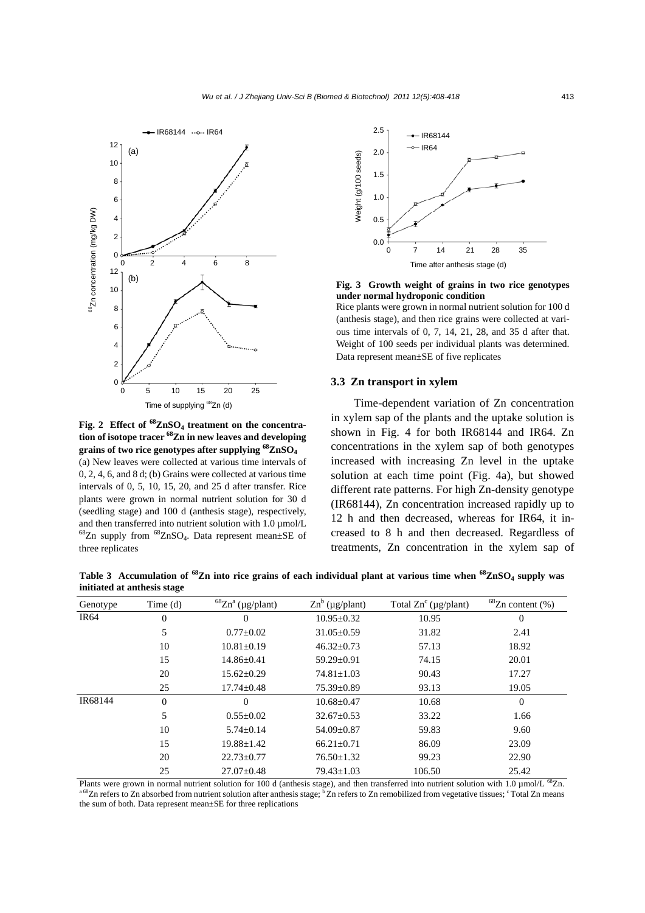**Fig. 2 Effect of $^{68}ZnSO_4$ treatment on the concentration of isotope tracer $^{68}Zn$ in new leaves and developing grains of two rice genotypes after supplying $^{68}ZnSO_4$**

(a) New leaves were collected at various time intervals of 0, 2, 4, 6, and 8 d; (b) Grains were collected at various time intervals of 0, 5, 10, 15, 20, and 25 d after transfer. Rice plants were grown in normal nutrient solution for 30 d (seedling stage) and 100 d (anthesis stage), respectively, and then transferred into nutrient solution with 1.0 μmol/L $^{68}Zn$ supply from $^{68}ZnSO_4$. Data represent mean±SE of three replicates

**Fig. 3 Growth weight of grains in two rice genotypes under normal hydroponic condition**

Rice plants were grown in normal nutrient solution for 100 d (anthesis stage), and then rice grains were collected at various time intervals of 0, 7, 14, 21, 28, and 35 d after that. Weight of 100 seeds per individual plants was determined. Data represent mean±SE of five replicates

### 3.3 Zn transport in xylem

Time-dependent variation of Zn concentration in xylem sap of the plants and the uptake solution is shown in Fig. 4 for both IR68144 and IR64. Zn concentrations in the xylem sap of both genotypes increased with increasing Zn level in the uptake solution at each time point (Fig. 4a), but showed different rate patterns. For high Zn-density genotype (IR68144), Zn concentration increased rapidly up to 12 h and then decreased, whereas for IR64, it increased to 8 h and then decreased. Regardless of treatments, Zn concentration in the xylem sap of

**Table 3 Accumulation of $^{68}Zn$ into rice grains of each individual plant at various time when $^{68}ZnSO_4$ supply was initiated at anthesis stage**

| Genotype | Time (d) | $^{68}Zn^a$ (μg/plant) | $Zn^b$ (μg/plant) | Total $Zn^c$ (μg/plant) | $^{68}Zn$ content (%) |
|---|---|---|---|---|---|
| IR64 | 0 | 0 | 10.95±0.32 | 10.95 | 0 |
| | 5 | 0.77±0.02 | 31.05±0.59 | 31.82 | 2.41 |
| | 10 | 10.81±0.19 | 46.32±0.73 | 57.13 | 18.92 |
| | 15 | 14.86±0.41 | 59.29±0.91 | 74.15 | 20.01 |
| | 20 | 15.62±0.29 | 74.81±1.03 | 90.43 | 17.27 |
| | 25 | 17.74±0.48 | 75.39±0.89 | 93.13 | 19.05 |
| IR68144 | 0 | 0 | 10.68±0.47 | 10.68 | 0 |
| | 5 | 0.55±0.02 | 32.67±0.53 | 33.22 | 1.66 |
| | 10 | 5.74±0.14 | 54.09±0.87 | 59.83 | 9.60 |
| | 15 | 19.88±1.42 | 66.21±0.71 | 86.09 | 23.09 |
| | 20 | 22.73±0.77 | 76.50±1.32 | 99.23 | 22.90 |
| | 25 | 27.07±0.48 | 79.43±1.03 | 106.50 | 25.42 |

Plants were grown in normal nutrient solution for 100 d (anthesis stage), and then transferred into nutrient solution with 1.0 μmol/L $^{68}Zn$. [a] $^{68}Zn$ refers to Zn absorbed from nutrient solution after anthesis stage; [b] Zn refers to Zn remobilized from vegetative tissues; [c] Total Zn means the sum of both. Data represent mean±SE for three replications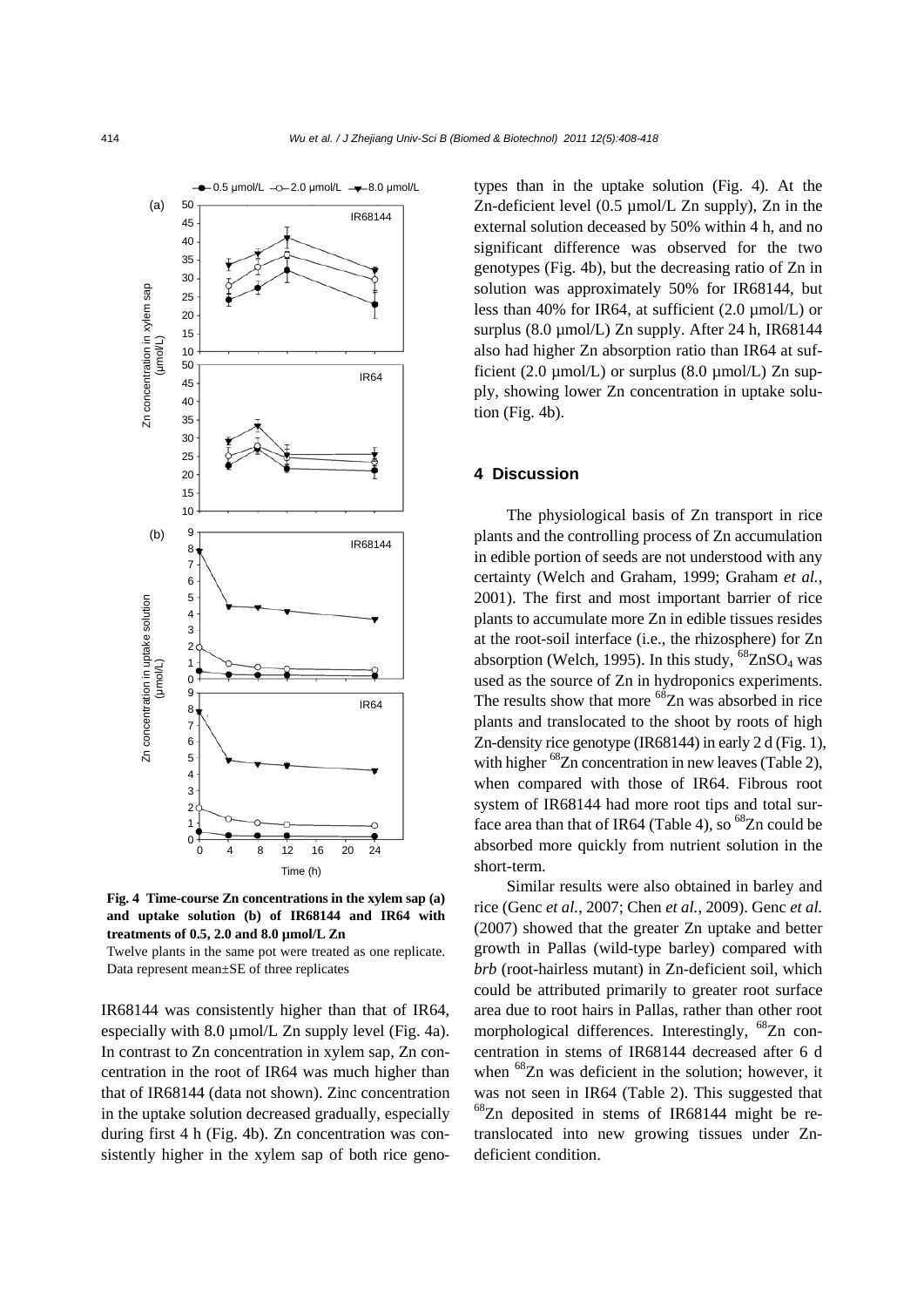Fig. 4 Time-course Zn concentrations in the xylem sap (a) and uptake solution (b) of IR68144 and IR64 with treatments of 0.5, 2.0 and 8.0 μmol/L Zn

Twelve plants in the same pot were treated as one replicate. Data represent mean±SE of three replicates

IR68144 was consistently higher than that of IR64, especially with 8.0 μmol/L Zn supply level (Fig. 4a). In contrast to Zn concentration in xylem sap, Zn concentration in the root of IR64 was much higher than that of IR68144 (data not shown). Zinc concentration in the uptake solution decreased gradually, especially during first 4 h (Fig. 4b). Zn concentration was consistently higher in the xylem sap of both rice genotypes than in the uptake solution (Fig. 4). At the Zn-deficient level (0.5 μmol/L Zn supply), Zn in the external solution deceased by 50% within 4 h, and no significant difference was observed for the two genotypes (Fig. 4b), but the decreasing ratio of Zn in solution was approximately 50% for IR68144, but less than 40% for IR64, at sufficient (2.0 μmol/L) or surplus (8.0 μmol/L) Zn supply. After 24 h, IR68144 also had higher Zn absorption ratio than IR64 at sufficient (2.0 μmol/L) or surplus (8.0 μmol/L) Zn supply, showing lower Zn concentration in uptake solution (Fig. 4b).

## 4 Discussion

The physiological basis of Zn transport in rice plants and the controlling process of Zn accumulation in edible portion of seeds are not understood with any certainty (Welch and Graham, 1999; Graham *et al.*, 2001). The first and most important barrier of rice plants to accumulate more Zn in edible tissues resides at the root-soil interface (i.e., the rhizosphere) for Zn absorption (Welch, 1995). In this study, $^{68}ZnSO_4$ was used as the source of Zn in hydroponics experiments. The results show that more $^{68}Zn$ was absorbed in rice plants and translocated to the shoot by roots of high Zn-density rice genotype (IR68144) in early 2 d (Fig. 1), with higher $^{68}Zn$ concentration in new leaves (Table 2), when compared with those of IR64. Fibrous root system of IR68144 had more root tips and total surface area than that of IR64 (Table 4), so $^{68}Zn$ could be absorbed more quickly from nutrient solution in the short-term.

Similar results were also obtained in barley and rice (Genc *et al.*, 2007; Chen *et al.*, 2009). Genc *et al.* (2007) showed that the greater Zn uptake and better growth in Pallas (wild-type barley) compared with *brb* (root-hairless mutant) in Zn-deficient soil, which could be attributed primarily to greater root surface area due to root hairs in Pallas, rather than other root morphological differences. Interestingly, $^{68}Zn$ concentration in stems of IR68144 decreased after 6 d when $^{68}Zn$ was deficient in the solution; however, it was not seen in IR64 (Table 2). This suggested that $^{68}Zn$ deposited in stems of IR68144 might be retranslocated into new growing tissues under Zn-deficient condition.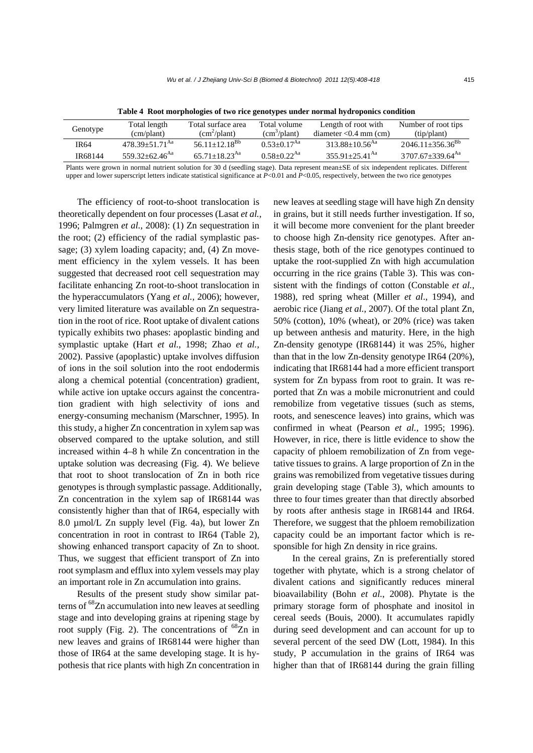**Table 4 Root morphologies of two rice genotypes under normal hydroponics condition**

| Genotype | Total length (cm/plant) | Total surface area ($cm^2$/plant) | Total volume ($cm^3$/plant) | Length of root with diameter <0.4 mm (cm) | Number of root tips (tip/plant) |
|---|---|---|---|---|---|
| IR64 | 478.39±51.71$^{Aa}$ | 56.11±12.18$^{Bb}$ | 0.53±0.17$^{Aa}$ | 313.88±10.56$^{Aa}$ | 2046.11±356.36$^{Bb}$ |
| IR68144 | 559.32±62.46$^{Aa}$ | 65.71±18.23$^{Aa}$ | 0.58±0.22$^{Aa}$ | 355.91±25.41$^{Aa}$ | 3707.67±339.64$^{Aa}$ |

Plants were grown in normal nutrient solution for 30 d (seedling stage). Data represent mean±SE of six independent replicates. Different upper and lower superscript letters indicate statistical significance at $P<0.01$ and $P<0.05$, respectively, between the two rice genotypes

The efficiency of root-to-shoot translocation is theoretically dependent on four processes (Lasat *et al.*, 1996; Palmgren *et al.*, 2008): (1) Zn sequestration in the root; (2) efficiency of the radial symplastic passage; (3) xylem loading capacity; and, (4) Zn movement efficiency in the xylem vessels. It has been suggested that decreased root cell sequestration may facilitate enhancing Zn root-to-shoot translocation in the hyperaccumulators (Yang *et al.*, 2006); however, very limited literature was available on Zn sequestration in the root of rice. Root uptake of divalent cations typically exhibits two phases: apoplastic binding and symplastic uptake (Hart *et al.*, 1998; Zhao *et al.*, 2002). Passive (apoplastic) uptake involves diffusion of ions in the soil solution into the root endodermis along a chemical potential (concentration) gradient, while active ion uptake occurs against the concentration gradient with high selectivity of ions and energy-consuming mechanism (Marschner, 1995). In this study, a higher Zn concentration in xylem sap was observed compared to the uptake solution, and still increased within 4–8 h while Zn concentration in the uptake solution was decreasing (Fig. 4). We believe that root to shoot translocation of Zn in both rice genotypes is through symplastic passage. Additionally, Zn concentration in the xylem sap of IR68144 was consistently higher than that of IR64, especially with 8.0 μmol/L Zn supply level (Fig. 4a), but lower Zn concentration in root in contrast to IR64 (Table 2), showing enhanced transport capacity of Zn to shoot. Thus, we suggest that efficient transport of Zn into root symplasm and efflux into xylem vessels may play an important role in Zn accumulation into grains.

Results of the present study show similar patterns of $^{68}$Zn accumulation into new leaves at seedling stage and into developing grains at ripening stage by root supply (Fig. 2). The concentrations of $^{68}$Zn in new leaves and grains of IR68144 were higher than those of IR64 at the same developing stage. It is hypothesis that rice plants with high Zn concentration in new leaves at seedling stage will have high Zn density in grains, but it still needs further investigation. If so, it will become more convenient for the plant breeder to choose high Zn-density rice genotypes. After anthesis stage, both of the rice genotypes continued to uptake the root-supplied Zn with high accumulation occurring in the rice grains (Table 3). This was consistent with the findings of cotton (Constable *et al.*, 1988), red spring wheat (Miller *et al*., 1994), and aerobic rice (Jiang *et al.*, 2007). Of the total plant Zn, 50% (cotton), 10% (wheat), or 20% (rice) was taken up between anthesis and maturity. Here, in the high Zn-density genotype (IR68144) it was 25%, higher than that in the low Zn-density genotype IR64 (20%), indicating that IR68144 had a more efficient transport system for Zn bypass from root to grain. It was reported that Zn was a mobile micronutrient and could remobilize from vegetative tissues (such as stems, roots, and senescence leaves) into grains, which was confirmed in wheat (Pearson *et al.*, 1995; 1996). However, in rice, there is little evidence to show the capacity of phloem remobilization of Zn from vegetative tissues to grains. A large proportion of Zn in the grains was remobilized from vegetative tissues during grain developing stage (Table 3), which amounts to three to four times greater than that directly absorbed by roots after anthesis stage in IR68144 and IR64. Therefore, we suggest that the phloem remobilization capacity could be an important factor which is responsible for high Zn density in rice grains.

In the cereal grains, Zn is preferentially stored together with phytate, which is a strong chelator of divalent cations and significantly reduces mineral bioavailability (Bohn *et al.*, 2008). Phytate is the primary storage form of phosphate and inositol in cereal seeds (Bouis, 2000). It accumulates rapidly during seed development and can account for up to several percent of the seed DW (Lott, 1984). In this study, P accumulation in the grains of IR64 was higher than that of IR68144 during the grain filling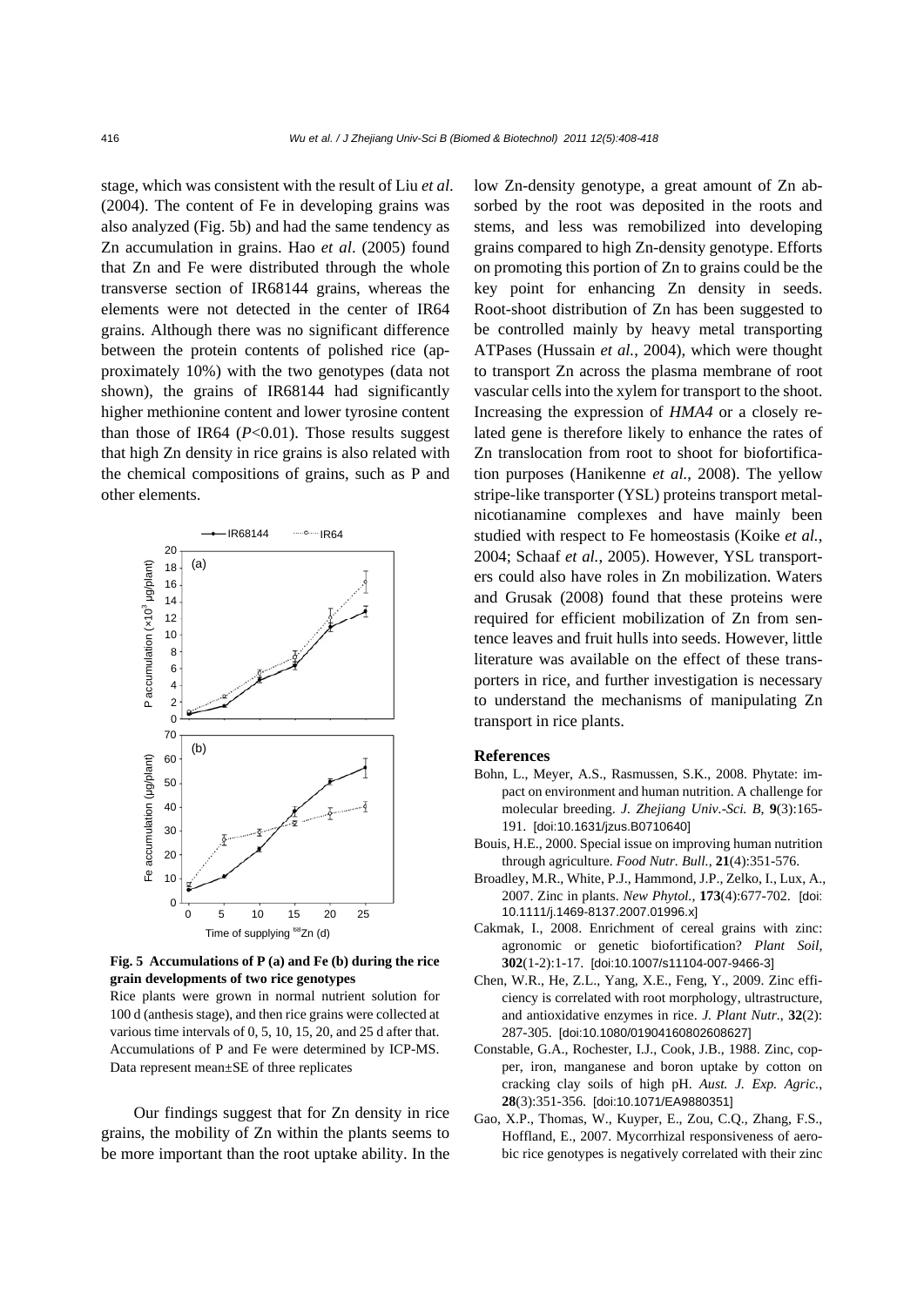stage, which was consistent with the result of Liu *et al*. (2004). The content of Fe in developing grains was also analyzed (Fig. 5b) and had the same tendency as Zn accumulation in grains. Hao *et al*. (2005) found that Zn and Fe were distributed through the whole transverse section of IR68144 grains, whereas the elements were not detected in the center of IR64 grains. Although there was no significant difference between the protein contents of polished rice (approximately 10%) with the two genotypes (data not shown), the grains of IR68144 had significantly higher methionine content and lower tyrosine content than those of IR64 ($P<0.01$). Those results suggest that high Zn density in rice grains is also related with the chemical compositions of grains, such as P and other elements.

**Fig. 5 Accumulations of P (a) and Fe (b) during the rice grain developments of two rice genotypes**

Rice plants were grown in normal nutrient solution for 100 d (anthesis stage), and then rice grains were collected at various time intervals of 0, 5, 10, 15, 20, and 25 d after that. Accumulations of P and Fe were determined by ICP-MS. Data represent mean±SE of three replicates

Our findings suggest that for Zn density in rice grains, the mobility of Zn within the plants seems to be more important than the root uptake ability. In the low Zn-density genotype, a great amount of Zn absorbed by the root was deposited in the roots and stems, and less was remobilized into developing grains compared to high Zn-density genotype. Efforts on promoting this portion of Zn to grains could be the key point for enhancing Zn density in seeds. Root-shoot distribution of Zn has been suggested to be controlled mainly by heavy metal transporting ATPases (Hussain *et al.*, 2004), which were thought to transport Zn across the plasma membrane of root vascular cells into the xylem for transport to the shoot. Increasing the expression of *HMA4* or a closely related gene is therefore likely to enhance the rates of Zn translocation from root to shoot for biofortification purposes (Hanikenne *et al.*, 2008). The yellow stripe-like transporter (YSL) proteins transport metal-nicotianamine complexes and have mainly been studied with respect to Fe homeostasis (Koike *et al.*, 2004; Schaaf *et al.*, 2005). However, YSL transporters could also have roles in Zn mobilization. Waters and Grusak (2008) found that these proteins were required for efficient mobilization of Zn from sentence leaves and fruit hulls into seeds. However, little literature was available on the effect of these transporters in rice, and further investigation is necessary to understand the mechanisms of manipulating Zn transport in rice plants.

## References

Bohn, L., Meyer, A.S., Rasmussen, S.K., 2008. Phytate: impact on environment and human nutrition. A challenge for molecular breeding. *J. Zhejiang Univ.-Sci. B*, **9**(3):165-191. [doi:10.1631/jzus.B0710640]

Bouis, H.E., 2000. Special issue on improving human nutrition through agriculture. *Food Nutr. Bull.*, **21**(4):351-576.

Broadley, M.R., White, P.J., Hammond, J.P., Zelko, I., Lux, A., 2007. Zinc in plants. *New Phytol.*, **173**(4):677-702. [doi:10.1111/j.1469-8137.2007.01996.x]

Cakmak, I., 2008. Enrichment of cereal grains with zinc: agronomic or genetic biofortification? *Plant Soil*, **302**(1-2):1-17. [doi:10.1007/s11104-007-9466-3]

Chen, W.R., He, Z.L., Yang, X.E., Feng, Y., 2009. Zinc efficiency is correlated with root morphology, ultrastructure, and antioxidative enzymes in rice. *J. Plant Nutr.*, **32**(2):287-305. [doi:10.1080/01904160802608627]

Constable, G.A., Rochester, I.J., Cook, J.B., 1988. Zinc, copper, iron, manganese and boron uptake by cotton on cracking clay soils of high pH. *Aust. J. Exp. Agric.*, **28**(3):351-356. [doi:10.1071/EA9880351]

Gao, X.P., Thomas, W., Kuyper, E., Zou, C.Q., Zhang, F.S., Hoffland, E., 2007. Mycorrhizal responsiveness of aerobic rice genotypes is negatively correlated with their zinc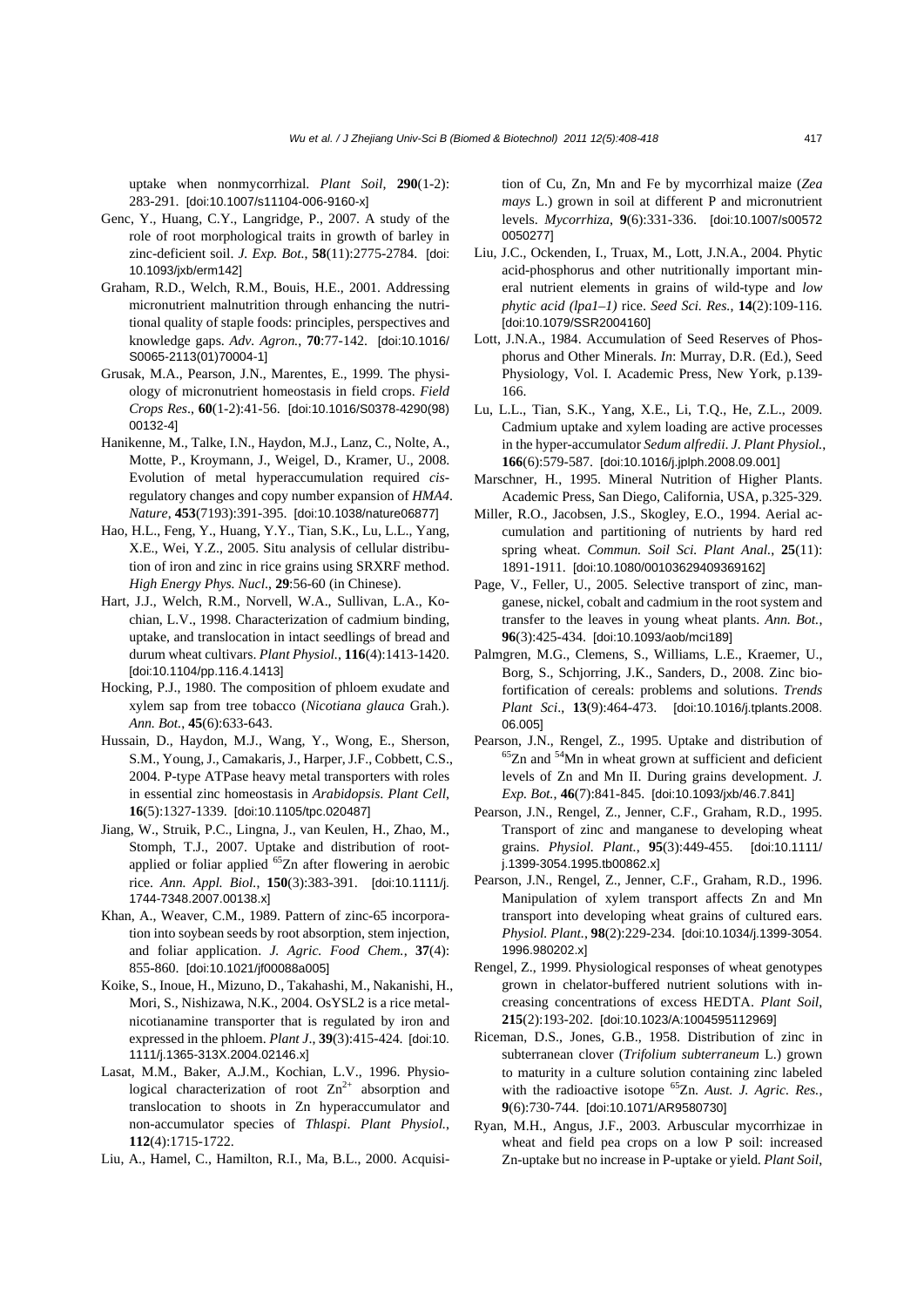uptake when nonmycorrhizal. *Plant Soil*, **290**(1-2): 283-291. [doi:10.1007/s11104-006-9160-x]

Genc, Y., Huang, C.Y., Langridge, P., 2007. A study of the role of root morphological traits in growth of barley in zinc-deficient soil. *J. Exp. Bot.*, **58**(11):2775-2784. [doi: 10.1093/jxb/erm142]

Graham, R.D., Welch, R.M., Bouis, H.E., 2001. Addressing micronutrient malnutrition through enhancing the nutritional quality of staple foods: principles, perspectives and knowledge gaps. *Adv. Agron.*, **70**:77-142. [doi:10.1016/ S0065-2113(01)70004-1]

Grusak, M.A., Pearson, J.N., Marentes, E., 1999. The physiology of micronutrient homeostasis in field crops. *Field Crops Res.*, **60**(1-2):41-56. [doi:10.1016/S0378-4290(98) 00132-4]

Hanikenne, M., Talke, I.N., Haydon, M.J., Lanz, C., Nolte, A., Motte, P., Kroymann, J., Weigel, D., Kramer, U., 2008. Evolution of metal hyperaccumulation required *cis*-regulatory changes and copy number expansion of *HMA4*. *Nature*, **453**(7193):391-395. [doi:10.1038/nature06877]

Hao, H.L., Feng, Y., Huang, Y.Y., Tian, S.K., Lu, L.L., Yang, X.E., Wei, Y.Z., 2005. Situ analysis of cellular distribution of iron and zinc in rice grains using SRXRF method. *High Energy Phys. Nucl.*, **29**:56-60 (in Chinese).

Hart, J.J., Welch, R.M., Norvell, W.A., Sullivan, L.A., Kochian, L.V., 1998. Characterization of cadmium binding, uptake, and translocation in intact seedlings of bread and durum wheat cultivars. *Plant Physiol.*, **116**(4):1413-1420. [doi:10.1104/pp.116.4.1413]

Hocking, P.J., 1980. The composition of phloem exudate and xylem sap from tree tobacco (*Nicotiana glauca* Grah.). *Ann. Bot.*, **45**(6):633-643.

Hussain, D., Haydon, M.J., Wang, Y., Wong, E., Sherson, S.M., Young, J., Camakaris, J., Harper, J.F., Cobbett, C.S., 2004. P-type ATPase heavy metal transporters with roles in essential zinc homeostasis in *Arabidopsis*. *Plant Cell*, **16**(5):1327-1339. [doi:10.1105/tpc.020487]

Jiang, W., Struik, P.C., Lingna, J., van Keulen, H., Zhao, M., Stomph, T.J., 2007. Uptake and distribution of root-applied or foliar applied $^{65}$Zn after flowering in aerobic rice. *Ann. Appl. Biol.*, **150**(3):383-391. [doi:10.1111/j. 1744-7348.2007.00138.x]

Khan, A., Weaver, C.M., 1989. Pattern of zinc-65 incorporation into soybean seeds by root absorption, stem injection, and foliar application. *J. Agric. Food Chem.*, **37**(4): 855-860. [doi:10.1021/jf00088a005]

Koike, S., Inoue, H., Mizuno, D., Takahashi, M., Nakanishi, H., Mori, S., Nishizawa, N.K., 2004. OsYSL2 is a rice metal-nicotianamine transporter that is regulated by iron and expressed in the phloem. *Plant J.*, **39**(3):415-424. [doi:10. 1111/j.1365-313X.2004.02146.x]

Lasat, M.M., Baker, A.J.M., Kochian, L.V., 1996. Physiological characterization of root $Zn^{2+}$ absorption and translocation to shoots in Zn hyperaccumulator and non-accumulator species of *Thlaspi*. *Plant Physiol.*, **112**(4):1715-1722.

Liu, A., Hamel, C., Hamilton, R.I., Ma, B.L., 2000. Acquisition of Cu, Zn, Mn and Fe by mycorrhizal maize (*Zea mays* L.) grown in soil at different P and micronutrient levels. *Mycorrhiza*, **9**(6):331-336. [doi:10.1007/s00572 0050277]

Liu, J.C., Ockenden, I., Truax, M., Lott, J.N.A., 2004. Phytic acid-phosphorus and other nutritionally important mineral nutrient elements in grains of wild-type and *low phytic acid (lpa1–1)* rice. *Seed Sci. Res.*, **14**(2):109-116. [doi:10.1079/SSR2004160]

Lott, J.N.A., 1984. Accumulation of Seed Reserves of Phosphorus and Other Minerals. *In*: Murray, D.R. (Ed.), Seed Physiology, Vol. I. Academic Press, New York, p.139-166.

Lu, L.L., Tian, S.K., Yang, X.E., Li, T.Q., He, Z.L., 2009. Cadmium uptake and xylem loading are active processes in the hyper-accumulator *Sedum alfredii*. *J. Plant Physiol.*, **166**(6):579-587. [doi:10.1016/j.jplph.2008.09.001]

Marschner, H., 1995. Mineral Nutrition of Higher Plants. Academic Press, San Diego, California, USA, p.325-329.

Miller, R.O., Jacobsen, J.S., Skogley, E.O., 1994. Aerial accumulation and partitioning of nutrients by hard red spring wheat. *Commun. Soil Sci. Plant Anal.*, **25**(11): 1891-1911. [doi:10.1080/00103629409369162]

Page, V., Feller, U., 2005. Selective transport of zinc, manganese, nickel, cobalt and cadmium in the root system and transfer to the leaves in young wheat plants. *Ann. Bot.*, **96**(3):425-434. [doi:10.1093/aob/mci189]

Palmgren, M.G., Clemens, S., Williams, L.E., Kraemer, U., Borg, S., Schjorring, J.K., Sanders, D., 2008. Zinc biofortification of cereals: problems and solutions. *Trends Plant Sci.*, **13**(9):464-473. [doi:10.1016/j.tplants.2008. 06.005]

Pearson, J.N., Rengel, Z., 1995. Uptake and distribution of $^{65}$Zn and $^{54}$Mn in wheat grown at sufficient and deficient levels of Zn and Mn II. During grains development. *J. Exp. Bot.*, **46**(7):841-845. [doi:10.1093/jxb/46.7.841]

Pearson, J.N., Rengel, Z., Jenner, C.F., Graham, R.D., 1995. Transport of zinc and manganese to developing wheat grains. *Physiol. Plant.*, **95**(3):449-455. [doi:10.1111/ j.1399-3054.1995.tb00862.x]

Pearson, J.N., Rengel, Z., Jenner, C.F., Graham, R.D., 1996. Manipulation of xylem transport affects Zn and Mn transport into developing wheat grains of cultured ears. *Physiol. Plant.*, **98**(2):229-234. [doi:10.1034/j.1399-3054. 1996.980202.x]

Rengel, Z., 1999. Physiological responses of wheat genotypes grown in chelator-buffered nutrient solutions with increasing concentrations of excess HEDTA. *Plant Soil*, **215**(2):193-202. [doi:10.1023/A:1004595112969]

Riceman, D.S., Jones, G.B., 1958. Distribution of zinc in subterranean clover (*Trifolium subterraneum* L.) grown to maturity in a culture solution containing zinc labeled with the radioactive isotope $^{65}$Zn. *Aust. J. Agric. Res.*, **9**(6):730-744. [doi:10.1071/AR9580730]

Ryan, M.H., Angus, J.F., 2003. Arbuscular mycorrhizae in wheat and field pea crops on a low P soil: increased Zn-uptake but no increase in P-uptake or yield. *Plant Soil*,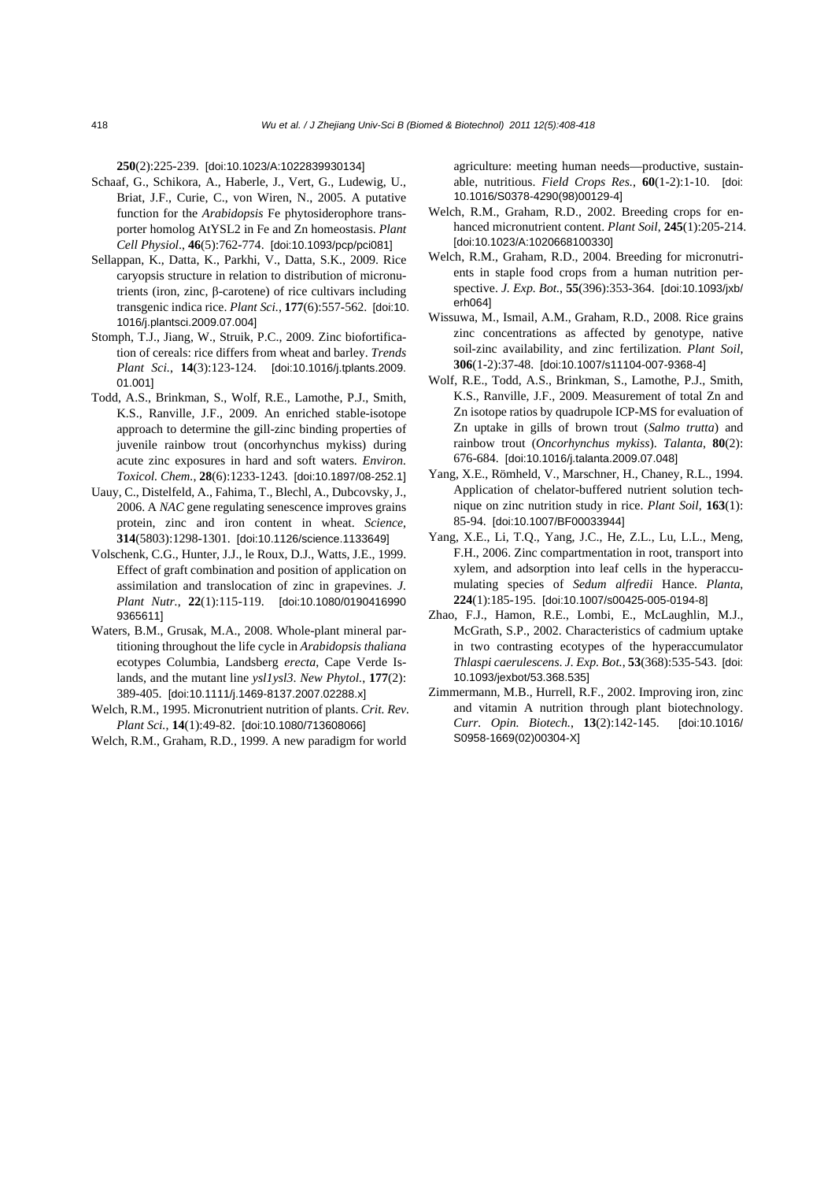**250**(2):225-239. [doi:10.1023/A:1022839930134]

Schaaf, G., Schikora, A., Haberle, J., Vert, G., Ludewig, U., Briat, J.F., Curie, C., von Wiren, N., 2005. A putative function for the *Arabidopsis* Fe phytosiderophore transporter homolog AtYSL2 in Fe and Zn homeostasis. *Plant Cell Physiol.*, **46**(5):762-774. [doi:10.1093/pcp/pci081]

Sellappan, K., Datta, K., Parkhi, V., Datta, S.K., 2009. Rice caryopsis structure in relation to distribution of micronutrients (iron, zinc, β-carotene) of rice cultivars including transgenic indica rice. *Plant Sci.*, **177**(6):557-562. [doi:10.1016/j.plantsci.2009.07.004]

Stomph, T.J., Jiang, W., Struik, P.C., 2009. Zinc biofortification of cereals: rice differs from wheat and barley. *Trends Plant Sci.*, **14**(3):123-124. [doi:10.1016/j.tplants.2009.01.001]

Todd, A.S., Brinkman, S., Wolf, R.E., Lamothe, P.J., Smith, K.S., Ranville, J.F., 2009. An enriched stable-isotope approach to determine the gill-zinc binding properties of juvenile rainbow trout (oncorhynchus mykiss) during acute zinc exposures in hard and soft waters. *Environ. Toxicol. Chem.*, **28**(6):1233-1243. [doi:10.1897/08-252.1]

Uauy, C., Distelfeld, A., Fahima, T., Blechl, A., Dubcovsky, J., 2006. A *NAC* gene regulating senescence improves grains protein, zinc and iron content in wheat. *Science*, **314**(5803):1298-1301. [doi:10.1126/science.1133649]

Volschenk, C.G., Hunter, J.J., le Roux, D.J., Watts, J.E., 1999. Effect of graft combination and position of application on assimilation and translocation of zinc in grapevines. *J. Plant Nutr.*, **22**(1):115-119. [doi:10.1080/01904169909365611]

Waters, B.M., Grusak, M.A., 2008. Whole-plant mineral partitioning throughout the life cycle in *Arabidopsis thaliana* ecotypes Columbia, Landsberg *erecta*, Cape Verde Islands, and the mutant line *ysl1ysl3*. *New Phytol.*, **177**(2):389-405. [doi:10.1111/j.1469-8137.2007.02288.x]

Welch, R.M., 1995. Micronutrient nutrition of plants. *Crit. Rev. Plant Sci.*, **14**(1):49-82. [doi:10.1080/713608066]

Welch, R.M., Graham, R.D., 1999. A new paradigm for world agriculture: meeting human needs—productive, sustainable, nutritious. *Field Crops Res.*, **60**(1-2):1-10. [doi:10.1016/S0378-4290(98)00129-4]

Welch, R.M., Graham, R.D., 2002. Breeding crops for enhanced micronutrient content. *Plant Soil*, **245**(1):205-214. [doi:10.1023/A:1020668100330]

Welch, R.M., Graham, R.D., 2004. Breeding for micronutrients in staple food crops from a human nutrition perspective. *J. Exp. Bot.*, **55**(396):353-364. [doi:10.1093/jxb/erh064]

Wissuwa, M., Ismail, A.M., Graham, R.D., 2008. Rice grains zinc concentrations as affected by genotype, native soil-zinc availability, and zinc fertilization. *Plant Soil*, **306**(1-2):37-48. [doi:10.1007/s11104-007-9368-4]

Wolf, R.E., Todd, A.S., Brinkman, S., Lamothe, P.J., Smith, K.S., Ranville, J.F., 2009. Measurement of total Zn and Zn isotope ratios by quadrupole ICP-MS for evaluation of Zn uptake in gills of brown trout (*Salmo trutta*) and rainbow trout (*Oncorhynchus mykiss*). *Talanta*, **80**(2):676-684. [doi:10.1016/j.talanta.2009.07.048]

Yang, X.E., Römheld, V., Marschner, H., Chaney, R.L., 1994. Application of chelator-buffered nutrient solution technique on zinc nutrition study in rice. *Plant Soil*, **163**(1):85-94. [doi:10.1007/BF00033944]

Yang, X.E., Li, T.Q., Yang, J.C., He, Z.L., Lu, L.L., Meng, F.H., 2006. Zinc compartmentation in root, transport into xylem, and adsorption into leaf cells in the hyperaccumulating species of *Sedum alfredii* Hance. *Planta*, **224**(1):185-195. [doi:10.1007/s00425-005-0194-8]

Zhao, F.J., Hamon, R.E., Lombi, E., McLaughlin, M.J., McGrath, S.P., 2002. Characteristics of cadmium uptake in two contrasting ecotypes of the hyperaccumulator *Thlaspi caerulescens*. *J. Exp. Bot.*, **53**(368):535-543. [doi:10.1093/jexbot/53.368.535]

Zimmermann, M.B., Hurrell, R.F., 2002. Improving iron, zinc and vitamin A nutrition through plant biotechnology. *Curr. Opin. Biotech.*, **13**(2):142-145. [doi:10.1016/S0958-1669(02)00304-X]